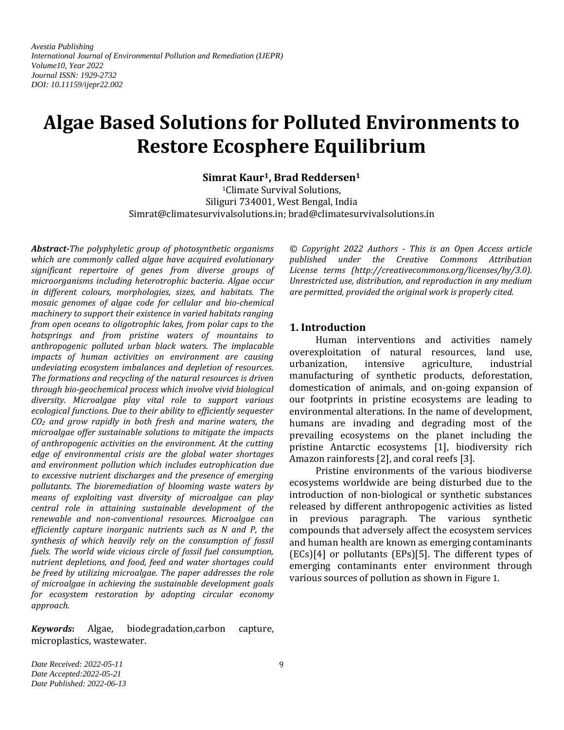*Avestia Publishing*
*International Journal of Environmental Pollution and Remediation (IJEPR)*
*Volume10, Year 2022*
*Journal ISSN: 1929-2732*
*DOI: 10.11159/ijepr22.002*

# Algae Based Solutions for Polluted Environments to Restore Ecosphere Equilibrium

**Simrat Kaur[1], Brad Reddersen[1]**

[1]Climate Survival Solutions,
Siliguri 734001, West Bengal, India
Simrat@climatesurvivalsolutions.in; brad@climatesurvivalsolutions.in

***Abstract-****The polyphyletic group of photosynthetic organisms which are commonly called algae have acquired evolutionary significant repertoire of genes from diverse groups of microorganisms including heterotrophic bacteria. Algae occur in different colours, morphologies, sizes, and habitats. The mosaic genomes of algae code for cellular and bio-chemical machinery to support their existence in varied habitats ranging from open oceans to oligotrophic lakes, from polar caps to the hotsprings and from pristine waters of mountains to anthropogenic polluted urban black waters. The implacable impacts of human activities on environment are causing undeviating ecosystem imbalances and depletion of resources. The formations and recycling of the natural resources is driven through bio-geochemical process which involve vivid biological diversity. Microalgae play vital role to support various ecological functions. Due to their ability to efficiently sequester $CO_2$ and grow rapidly in both fresh and marine waters, the microalgae offer sustainable solutions to mitigate the impacts of anthropogenic activities on the environment. At the cutting edge of environmental crisis are the global water shortages and environment pollution which includes eutrophication due to excessive nutrient discharges and the presence of emerging pollutants. The bioremediation of blooming waste waters by means of exploiting vast diversity of microalgae can play central role in attaining sustainable development of the renewable and non-conventional resources. Microalgae can efficiently capture inorganic nutrients such as N and P, the synthesis of which heavily rely on the consumption of fossil fuels. The world wide vicious circle of fossil fuel consumption, nutrient depletions, and food, feed and water shortages could be freed by utilizing microalgae. The paper addresses the role of microalgae in achieving the sustainable development goals for ecosystem restoration by adopting circular economy approach.*

***Keywords*****:** Algae, biodegradation,carbon capture, microplastics, wastewater.

*Date Received: 2022-05-11*
*Date Accepted:2022-05-21*
*Date Published: 2022-06-13*

*© Copyright 2022 Authors - This is an Open Access article published under the Creative Commons Attribution License terms (http://creativecommons.org/licenses/by/3.0). Unrestricted use, distribution, and reproduction in any medium are permitted, provided the original work is properly cited.*

## 1. Introduction

Human interventions and activities namely overexploitation of natural resources, land use, urbanization, intensive agriculture, industrial manufacturing of synthetic products, deforestation, domestication of animals, and on-going expansion of our footprints in pristine ecosystems are leading to environmental alterations. In the name of development, humans are invading and degrading most of the prevailing ecosystems on the planet including the pristine Antarctic ecosystems [1], biodiversity rich Amazon rainforests [2], and coral reefs [3].

Pristine environments of the various biodiverse ecosystems worldwide are being disturbed due to the introduction of non-biological or synthetic substances released by different anthropogenic activities as listed in previous paragraph. The various synthetic compounds that adversely affect the ecosystem services and human health are known as emerging contaminants (ECs)[4] or pollutants (EPs)[5]. The different types of emerging contaminants enter environment through various sources of pollution as shown in Figure 1.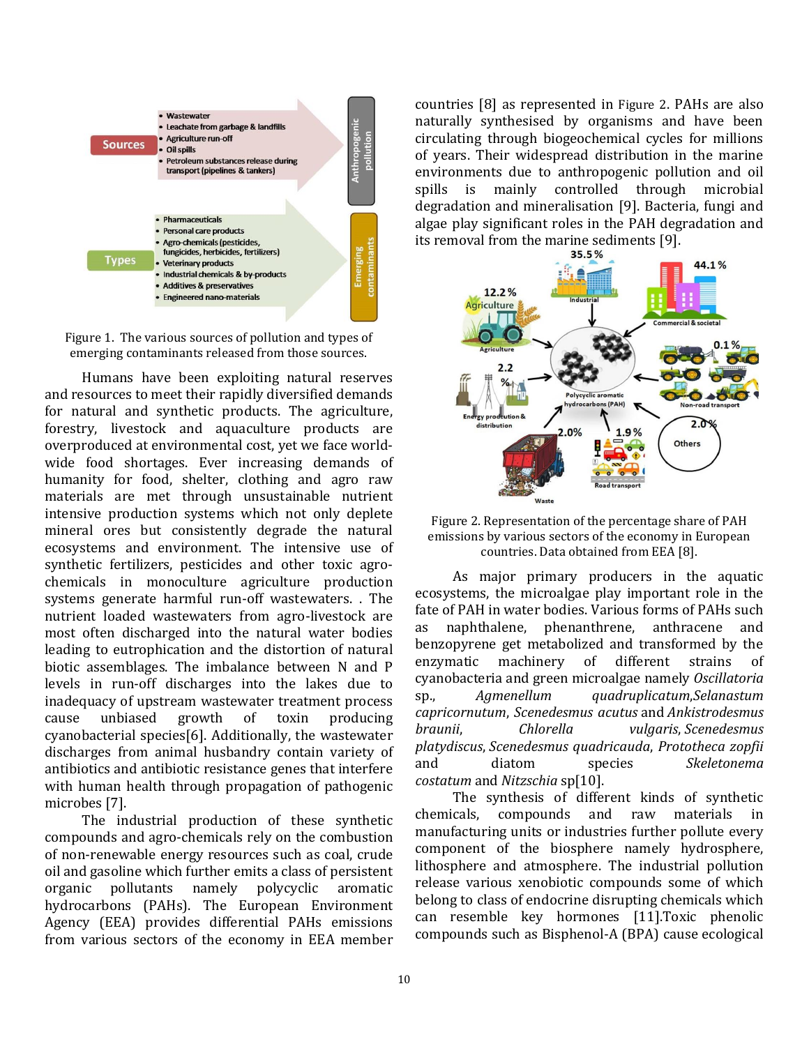Figure 1. The various sources of pollution and types of emerging contaminants released from those sources.

Humans have been exploiting natural reserves and resources to meet their rapidly diversified demands for natural and synthetic products. The agriculture, forestry, livestock and aquaculture products are overproduced at environmental cost, yet we face world-wide food shortages. Ever increasing demands of humanity for food, shelter, clothing and agro raw materials are met through unsustainable nutrient intensive production systems which not only deplete mineral ores but consistently degrade the natural ecosystems and environment. The intensive use of synthetic fertilizers, pesticides and other toxic agro-chemicals in monoculture agriculture production systems generate harmful run-off wastewaters. . The nutrient loaded wastewaters from agro-livestock are most often discharged into the natural water bodies leading to eutrophication and the distortion of natural biotic assemblages. The imbalance between N and P levels in run-off discharges into the lakes due to inadequacy of upstream wastewater treatment process cause unbiased growth of toxin producing cyanobacterial species[6]. Additionally, the wastewater discharges from animal husbandry contain variety of antibiotics and antibiotic resistance genes that interfere with human health through propagation of pathogenic microbes [7].

The industrial production of these synthetic compounds and agro-chemicals rely on the combustion of non-renewable energy resources such as coal, crude oil and gasoline which further emits a class of persistent organic pollutants namely polycyclic aromatic hydrocarbons (PAHs). The European Environment Agency (EEA) provides differential PAHs emissions from various sectors of the economy in EEA member countries [8] as represented in Figure 2. PAHs are also naturally synthesised by organisms and have been circulating through biogeochemical cycles for millions of years. Their widespread distribution in the marine environments due to anthropogenic pollution and oil spills is mainly controlled through microbial degradation and mineralisation [9]. Bacteria, fungi and algae play significant roles in the PAH degradation and its removal from the marine sediments [9].

Figure 2. Representation of the percentage share of PAH emissions by various sectors of the economy in European countries. Data obtained from EEA [8].

As major primary producers in the aquatic ecosystems, the microalgae play important role in the fate of PAH in water bodies. Various forms of PAHs such as naphthalene, phenanthrene, anthracene and benzopyrene get metabolized and transformed by the enzymatic machinery of different strains of cyanobacteria and green microalgae namely *Oscillatoria* sp., *Agmenellum quadruplicatum*,*Selanastum capricornutum*, *Scenedesmus acutus* and *Ankistrodesmus braunii*, *Chlorella vulgaris*, *Scenedesmus platydiscus*, *Scenedesmus quadricauda*, *Prototheca zopfii* and diatom species *Skeletonema costatum* and *Nitzschia* sp[10].

The synthesis of different kinds of synthetic chemicals, compounds and raw materials in manufacturing units or industries further pollute every component of the biosphere namely hydrosphere, lithosphere and atmosphere. The industrial pollution release various xenobiotic compounds some of which belong to class of endocrine disrupting chemicals which can resemble key hormones [11].Toxic phenolic compounds such as Bisphenol-A (BPA) cause ecological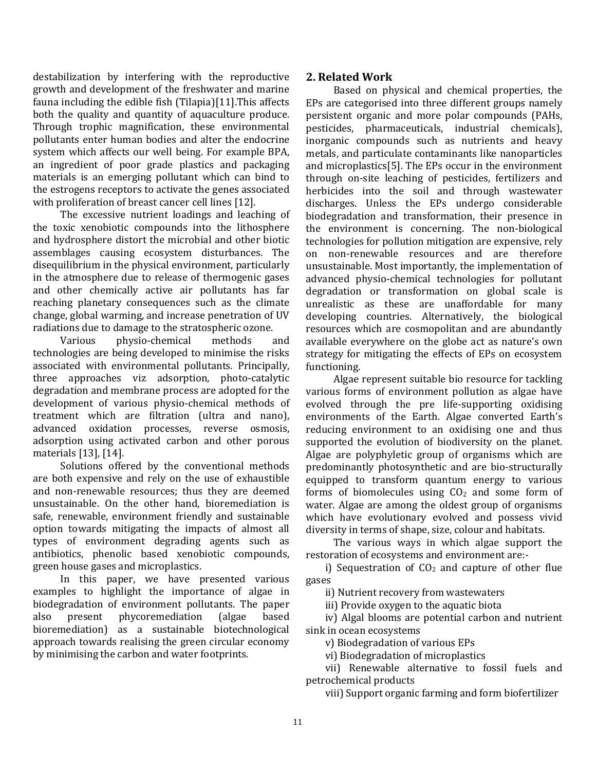destabilization by interfering with the reproductive growth and development of the freshwater and marine fauna including the edible fish (Tilapia)[11].This affects both the quality and quantity of aquaculture produce. Through trophic magnification, these environmental pollutants enter human bodies and alter the endocrine system which affects our well being. For example BPA, an ingredient of poor grade plastics and packaging materials is an emerging pollutant which can bind to the estrogens receptors to activate the genes associated with proliferation of breast cancer cell lines [12].

The excessive nutrient loadings and leaching of the toxic xenobiotic compounds into the lithosphere and hydrosphere distort the microbial and other biotic assemblages causing ecosystem disturbances. The disequilibrium in the physical environment, particularly in the atmosphere due to release of thermogenic gases and other chemically active air pollutants has far reaching planetary consequences such as the climate change, global warming, and increase penetration of UV radiations due to damage to the stratospheric ozone.

Various physio-chemical methods and technologies are being developed to minimise the risks associated with environmental pollutants. Principally, three approaches viz adsorption, photo-catalytic degradation and membrane process are adopted for the development of various physio-chemical methods of treatment which are filtration (ultra and nano), advanced oxidation processes, reverse osmosis, adsorption using activated carbon and other porous materials [13], [14].

Solutions offered by the conventional methods are both expensive and rely on the use of exhaustible and non-renewable resources; thus they are deemed unsustainable. On the other hand, bioremediation is safe, renewable, environment friendly and sustainable option towards mitigating the impacts of almost all types of environment degrading agents such as antibiotics, phenolic based xenobiotic compounds, green house gases and microplastics.

In this paper, we have presented various examples to highlight the importance of algae in biodegradation of environment pollutants. The paper also present phycoremediation (algae based bioremediation) as a sustainable biotechnological approach towards realising the green circular economy by minimising the carbon and water footprints.

## 2. Related Work

Based on physical and chemical properties, the EPs are categorised into three different groups namely persistent organic and more polar compounds (PAHs, pesticides, pharmaceuticals, industrial chemicals), inorganic compounds such as nutrients and heavy metals, and particulate contaminants like nanoparticles and microplastics[5]. The EPs occur in the environment through on-site leaching of pesticides, fertilizers and herbicides into the soil and through wastewater discharges. Unless the EPs undergo considerable biodegradation and transformation, their presence in the environment is concerning. The non-biological technologies for pollution mitigation are expensive, rely on non-renewable resources and are therefore unsustainable. Most importantly, the implementation of advanced physio-chemical technologies for pollutant degradation or transformation on global scale is unrealistic as these are unaffordable for many developing countries. Alternatively, the biological resources which are cosmopolitan and are abundantly available everywhere on the globe act as nature's own strategy for mitigating the effects of EPs on ecosystem functioning.

Algae represent suitable bio resource for tackling various forms of environment pollution as algae have evolved through the pre life-supporting oxidising environments of the Earth. Algae converted Earth's reducing environment to an oxidising one and thus supported the evolution of biodiversity on the planet. Algae are polyphyletic group of organisms which are predominantly photosynthetic and are bio-structurally equipped to transform quantum energy to various forms of biomolecules using $CO_2$ and some form of water. Algae are among the oldest group of organisms which have evolutionary evolved and possess vivid diversity in terms of shape, size, colour and habitats.

The various ways in which algae support the restoration of ecosystems and environment are:-

i) Sequestration of $CO_2$ and capture of other flue gases

ii) Nutrient recovery from wastewaters

iii) Provide oxygen to the aquatic biota

iv) Algal blooms are potential carbon and nutrient sink in ocean ecosystems

v) Biodegradation of various EPs

vi) Biodegradation of microplastics

vii) Renewable alternative to fossil fuels and petrochemical products

viii) Support organic farming and form biofertilizer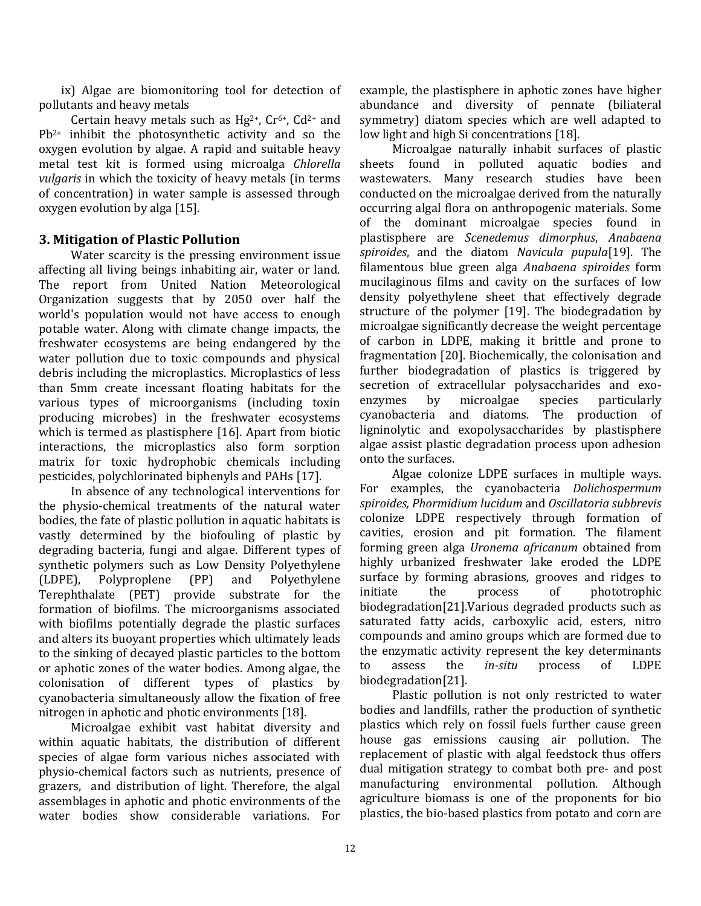ix) Algae are biomonitoring tool for detection of pollutants and heavy metals

Certain heavy metals such as $Hg^{2+}$, $Cr^{6+}$, $Cd^{2+}$ and $Pb^{2+}$ inhibit the photosynthetic activity and so the oxygen evolution by algae. A rapid and suitable heavy metal test kit is formed using microalga *Chlorella vulgaris* in which the toxicity of heavy metals (in terms of concentration) in water sample is assessed through oxygen evolution by alga [15].

## 3. Mitigation of Plastic Pollution

Water scarcity is the pressing environment issue affecting all living beings inhabiting air, water or land. The report from United Nation Meteorological Organization suggests that by 2050 over half the world's population would not have access to enough potable water. Along with climate change impacts, the freshwater ecosystems are being endangered by the water pollution due to toxic compounds and physical debris including the microplastics. Microplastics of less than 5mm create incessant floating habitats for the various types of microorganisms (including toxin producing microbes) in the freshwater ecosystems which is termed as plastisphere [16]. Apart from biotic interactions, the microplastics also form sorption matrix for toxic hydrophobic chemicals including pesticides, polychlorinated biphenyls and PAHs [17].

In absence of any technological interventions for the physio-chemical treatments of the natural water bodies, the fate of plastic pollution in aquatic habitats is vastly determined by the biofouling of plastic by degrading bacteria, fungi and algae. Different types of synthetic polymers such as Low Density Polyethylene (LDPE), Polyproplene (PP) and Polyethylene Terephthalate (PET) provide substrate for the formation of biofilms. The microorganisms associated with biofilms potentially degrade the plastic surfaces and alters its buoyant properties which ultimately leads to the sinking of decayed plastic particles to the bottom or aphotic zones of the water bodies. Among algae, the colonisation of different types of plastics by cyanobacteria simultaneously allow the fixation of free nitrogen in aphotic and photic environments [18].

Microalgae exhibit vast habitat diversity and within aquatic habitats, the distribution of different species of algae form various niches associated with physio-chemical factors such as nutrients, presence of grazers, and distribution of light. Therefore, the algal assemblages in aphotic and photic environments of the water bodies show considerable variations. For example, the plastisphere in aphotic zones have higher abundance and diversity of pennate (biliateral symmetry) diatom species which are well adapted to low light and high Si concentrations [18].

Microalgae naturally inhabit surfaces of plastic sheets found in polluted aquatic bodies and wastewaters. Many research studies have been conducted on the microalgae derived from the naturally occurring algal flora on anthropogenic materials. Some of the dominant microalgae species found in plastisphere are *Scenedemus dimorphus*, *Anabaena spiroides*, and the diatom *Navicula pupula*[19]. The filamentous blue green alga *Anabaena spiroides* form mucilaginous films and cavity on the surfaces of low density polyethylene sheet that effectively degrade structure of the polymer [19]. The biodegradation by microalgae significantly decrease the weight percentage of carbon in LDPE, making it brittle and prone to fragmentation [20]. Biochemically, the colonisation and further biodegradation of plastics is triggered by secretion of extracellular polysaccharides and exo-enzymes by microalgae species particularly cyanobacteria and diatoms. The production of ligninolytic and exopolysaccharides by plastisphere algae assist plastic degradation process upon adhesion onto the surfaces.

Algae colonize LDPE surfaces in multiple ways. For examples, the cyanobacteria *Dolichospermum spiroides, Phormidium lucidum* and *Oscillatoria subbrevis* colonize LDPE respectively through formation of cavities, erosion and pit formation. The filament forming green alga *Uronema africanum* obtained from highly urbanized freshwater lake eroded the LDPE surface by forming abrasions, grooves and ridges to initiate the process of phototrophic biodegradation[21].Various degraded products such as saturated fatty acids, carboxylic acid, esters, nitro compounds and amino groups which are formed due to the enzymatic activity represent the key determinants to assess the *in-situ* process of LDPE biodegradation[21].

Plastic pollution is not only restricted to water bodies and landfills, rather the production of synthetic plastics which rely on fossil fuels further cause green house gas emissions causing air pollution. The replacement of plastic with algal feedstock thus offers dual mitigation strategy to combat both pre- and post manufacturing environmental pollution. Although agriculture biomass is one of the proponents for bio plastics, the bio-based plastics from potato and corn are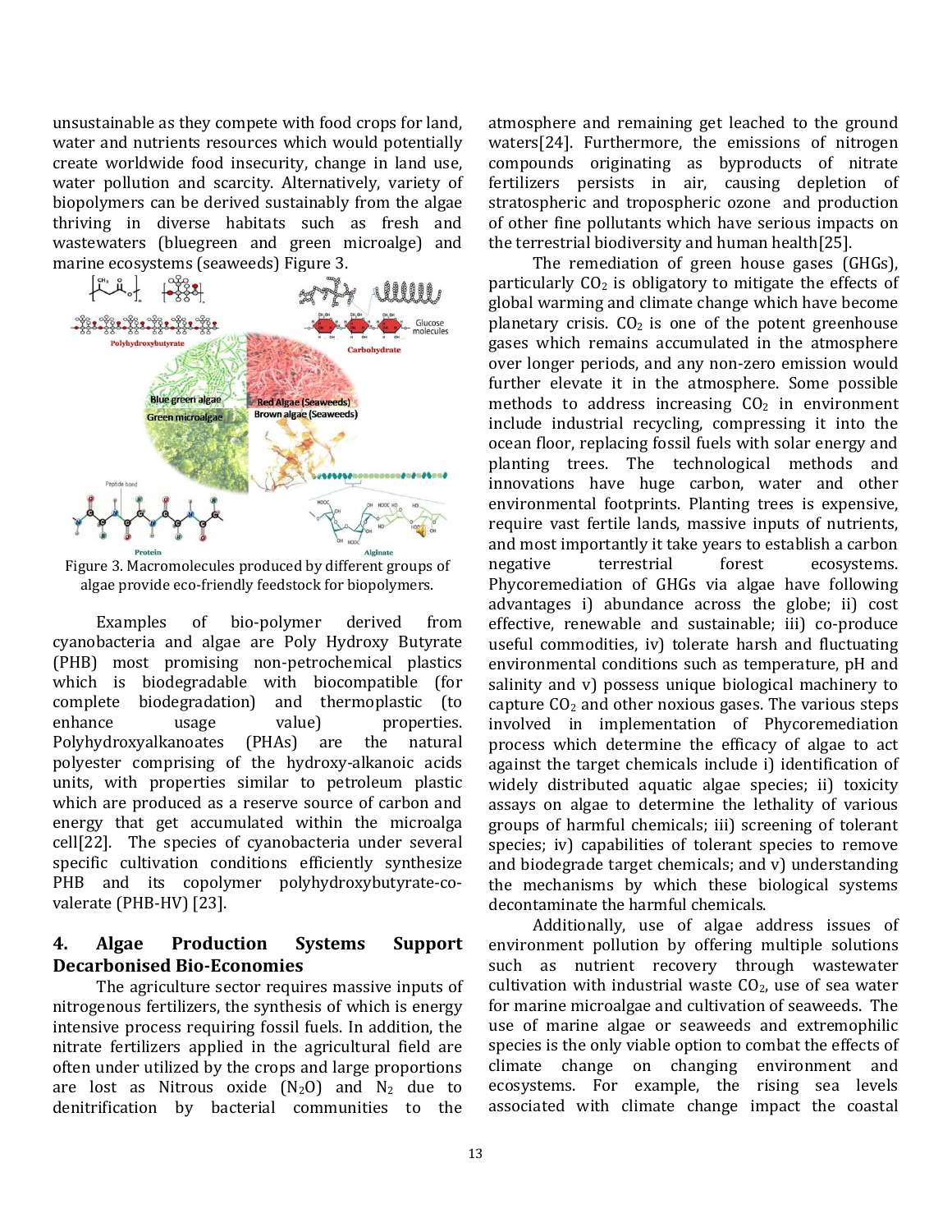unsustainable as they compete with food crops for land, water and nutrients resources which would potentially create worldwide food insecurity, change in land use, water pollution and scarcity. Alternatively, variety of biopolymers can be derived sustainably from the algae thriving in diverse habitats such as fresh and wastewaters (bluegreen and green microalge) and marine ecosystems (seaweeds) Figure 3.

Figure 3. Macromolecules produced by different groups of algae provide eco-friendly feedstock for biopolymers.

Examples of bio-polymer derived from cyanobacteria and algae are Poly Hydroxy Butyrate (PHB) most promising non-petrochemical plastics which is biodegradable with biocompatible (for complete biodegradation) and thermoplastic (to enhance usage value) properties. Polyhydroxyalkanoates (PHAs) are the natural polyester comprising of the hydroxy-alkanoic acids units, with properties similar to petroleum plastic which are produced as a reserve source of carbon and energy that get accumulated within the microalga cell[22]. The species of cyanobacteria under several specific cultivation conditions efficiently synthesize PHB and its copolymer polyhydroxybutyrate-co-valerate (PHB-HV) [23].

## 4. Algae Production Systems Support Decarbonised Bio-Economies

The agriculture sector requires massive inputs of nitrogenous fertilizers, the synthesis of which is energy intensive process requiring fossil fuels. In addition, the nitrate fertilizers applied in the agricultural field are often under utilized by the crops and large proportions are lost as Nitrous oxide ($N_2O$) and $N_2$ due to denitrification by bacterial communities to the atmosphere and remaining get leached to the ground waters[24]. Furthermore, the emissions of nitrogen compounds originating as byproducts of nitrate fertilizers persists in air, causing depletion of stratospheric and tropospheric ozone and production of other fine pollutants which have serious impacts on the terrestrial biodiversity and human health[25].

The remediation of green house gases (GHGs), particularly $CO_2$ is obligatory to mitigate the effects of global warming and climate change which have become planetary crisis. $CO_2$ is one of the potent greenhouse gases which remains accumulated in the atmosphere over longer periods, and any non-zero emission would further elevate it in the atmosphere. Some possible methods to address increasing $CO_2$ in environment include industrial recycling, compressing it into the ocean floor, replacing fossil fuels with solar energy and planting trees. The technological methods and innovations have huge carbon, water and other environmental footprints. Planting trees is expensive, require vast fertile lands, massive inputs of nutrients, and most importantly it take years to establish a carbon negative terrestrial forest ecosystems. Phycoremediation of GHGs via algae have following advantages i) abundance across the globe; ii) cost effective, renewable and sustainable; iii) co-produce useful commodities, iv) tolerate harsh and fluctuating environmental conditions such as temperature, pH and salinity and v) possess unique biological machinery to capture $CO_2$ and other noxious gases. The various steps involved in implementation of Phycoremediation process which determine the efficacy of algae to act against the target chemicals include i) identification of widely distributed aquatic algae species; ii) toxicity assays on algae to determine the lethality of various groups of harmful chemicals; iii) screening of tolerant species; iv) capabilities of tolerant species to remove and biodegrade target chemicals; and v) understanding the mechanisms by which these biological systems decontaminate the harmful chemicals.

Additionally, use of algae address issues of environment pollution by offering multiple solutions such as nutrient recovery through wastewater cultivation with industrial waste $CO_2$, use of sea water for marine microalgae and cultivation of seaweeds. The use of marine algae or seaweeds and extremophilic species is the only viable option to combat the effects of climate change on changing environment and ecosystems. For example, the rising sea levels associated with climate change impact the coastal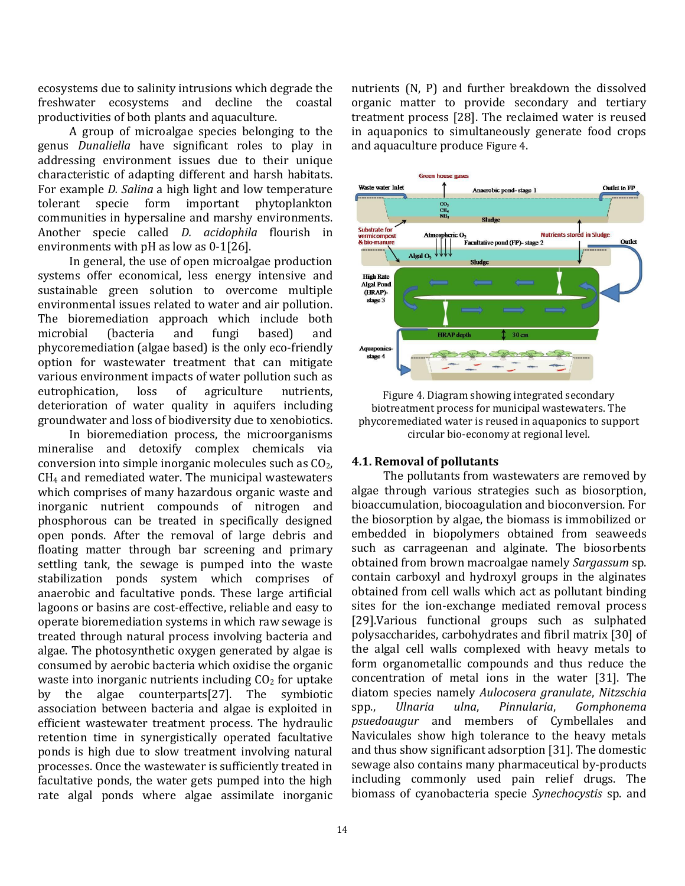ecosystems due to salinity intrusions which degrade the freshwater ecosystems and decline the coastal productivities of both plants and aquaculture.

A group of microalgae species belonging to the genus *Dunaliella* have significant roles to play in addressing environment issues due to their unique characteristic of adapting different and harsh habitats. For example *D. Salina* a high light and low temperature tolerant specie form important phytoplankton communities in hypersaline and marshy environments. Another specie called *D. acidophila* flourish in environments with pH as low as 0-1[26].

In general, the use of open microalgae production systems offer economical, less energy intensive and sustainable green solution to overcome multiple environmental issues related to water and air pollution. The bioremediation approach which include both microbial (bacteria and fungi based) and phycoremediation (algae based) is the only eco-friendly option for wastewater treatment that can mitigate various environment impacts of water pollution such as eutrophication, loss of agriculture nutrients, deterioration of water quality in aquifers including groundwater and loss of biodiversity due to xenobiotics.

In bioremediation process, the microorganisms mineralise and detoxify complex chemicals via conversion into simple inorganic molecules such as $CO_2$, $CH_4$ and remediated water. The municipal wastewaters which comprises of many hazardous organic waste and inorganic nutrient compounds of nitrogen and phosphorous can be treated in specifically designed open ponds. After the removal of large debris and floating matter through bar screening and primary settling tank, the sewage is pumped into the waste stabilization ponds system which comprises of anaerobic and facultative ponds. These large artificial lagoons or basins are cost-effective, reliable and easy to operate bioremediation systems in which raw sewage is treated through natural process involving bacteria and algae. The photosynthetic oxygen generated by algae is consumed by aerobic bacteria which oxidise the organic waste into inorganic nutrients including $CO_2$ for uptake by the algae counterparts[27]. The symbiotic association between bacteria and algae is exploited in efficient wastewater treatment process. The hydraulic retention time in synergistically operated facultative ponds is high due to slow treatment involving natural processes. Once the wastewater is sufficiently treated in facultative ponds, the water gets pumped into the high rate algal ponds where algae assimilate inorganic nutrients (N, P) and further breakdown the dissolved organic matter to provide secondary and tertiary treatment process [28]. The reclaimed water is reused in aquaponics to simultaneously generate food crops and aquaculture produce Figure 4.

Figure 4. Diagram showing integrated secondary biotreatment process for municipal wastewaters. The phycoremediated water is reused in aquaponics to support circular bio-economy at regional level.

### 4.1. Removal of pollutants

The pollutants from wastewaters are removed by algae through various strategies such as biosorption, bioaccumulation, biocoagulation and bioconversion. For the biosorption by algae, the biomass is immobilized or embedded in biopolymers obtained from seaweeds such as carrageenan and alginate. The biosorbents obtained from brown macroalgae namely *Sargassum* sp. contain carboxyl and hydroxyl groups in the alginates obtained from cell walls which act as pollutant binding sites for the ion-exchange mediated removal process [29].Various functional groups such as sulphated polysaccharides, carbohydrates and fibril matrix [30] of the algal cell walls complexed with heavy metals to form organometallic compounds and thus reduce the concentration of metal ions in the water [31]. The diatom species namely *Aulocosera granulate*, *Nitzschia* spp., *Ulnaria ulna*, *Pinnularia*, *Gomphonema psuedoaugur* and members of Cymbellales and Naviculales show high tolerance to the heavy metals and thus show significant adsorption [31]. The domestic sewage also contains many pharmaceutical by-products including commonly used pain relief drugs. The biomass of cyanobacteria specie *Synechocystis* sp. and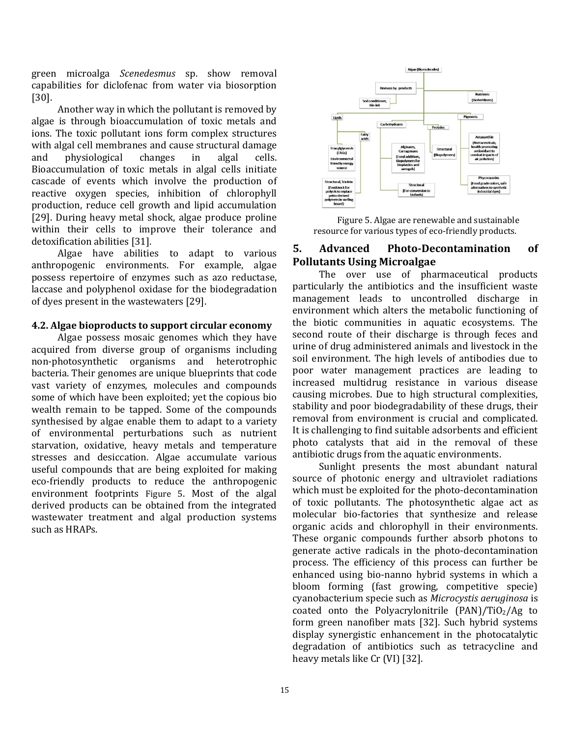green microalga *Scenedesmus* sp. show removal capabilities for diclofenac from water via biosorption [30].

Another way in which the pollutant is removed by algae is through bioaccumulation of toxic metals and ions. The toxic pollutant ions form complex structures with algal cell membranes and cause structural damage and physiological changes in algal cells. Bioaccumulation of toxic metals in algal cells initiate cascade of events which involve the production of reactive oxygen species, inhibition of chlorophyll production, reduce cell growth and lipid accumulation [29]. During heavy metal shock, algae produce proline within their cells to improve their tolerance and detoxification abilities [31].

Algae have abilities to adapt to various anthropogenic environments. For example, algae possess repertoire of enzymes such as azo reductase, laccase and polyphenol oxidase for the biodegradation of dyes present in the wastewaters [29].

### 4.2. Algae bioproducts to support circular economy

Algae possess mosaic genomes which they have acquired from diverse group of organisms including non-photosynthetic organisms and heterotrophic bacteria. Their genomes are unique blueprints that code vast variety of enzymes, molecules and compounds some of which have been exploited; yet the copious bio wealth remain to be tapped. Some of the compounds synthesised by algae enable them to adapt to a variety of environmental perturbations such as nutrient starvation, oxidative, heavy metals and temperature stresses and desiccation. Algae accumulate various useful compounds that are being exploited for making eco-friendly products to reduce the anthropogenic environment footprints Figure 5. Most of the algal derived products can be obtained from the integrated wastewater treatment and algal production systems such as HRAPs.

Figure 5. Algae are renewable and sustainable resource for various types of eco-friendly products.

## 5. Advanced Photo-Decontamination of Pollutants Using Microalgae

The over use of pharmaceutical products particularly the antibiotics and the insufficient waste management leads to uncontrolled discharge in environment which alters the metabolic functioning of the biotic communities in aquatic ecosystems. The second route of their discharge is through feces and urine of drug administered animals and livestock in the soil environment. The high levels of antibodies due to poor water management practices are leading to increased multidrug resistance in various disease causing microbes. Due to high structural complexities, stability and poor biodegradability of these drugs, their removal from environment is crucial and complicated. It is challenging to find suitable adsorbents and efficient photo catalysts that aid in the removal of these antibiotic drugs from the aquatic environments.

Sunlight presents the most abundant natural source of photonic energy and ultraviolet radiations which must be exploited for the photo-decontamination of toxic pollutants. The photosynthetic algae act as molecular bio-factories that synthesize and release organic acids and chlorophyll in their environments. These organic compounds further absorb photons to generate active radicals in the photo-decontamination process. The efficiency of this process can further be enhanced using bio-nanno hybrid systems in which a bloom forming (fast growing, competitive specie) cyanobacterium specie such as *Microcystis aeruginosa* is coated onto the Polyacrylonitrile (PAN)/$TiO_2$/Ag to form green nanofiber mats [32]. Such hybrid systems display synergistic enhancement in the photocatalytic degradation of antibiotics such as tetracycline and heavy metals like Cr (VI) [32].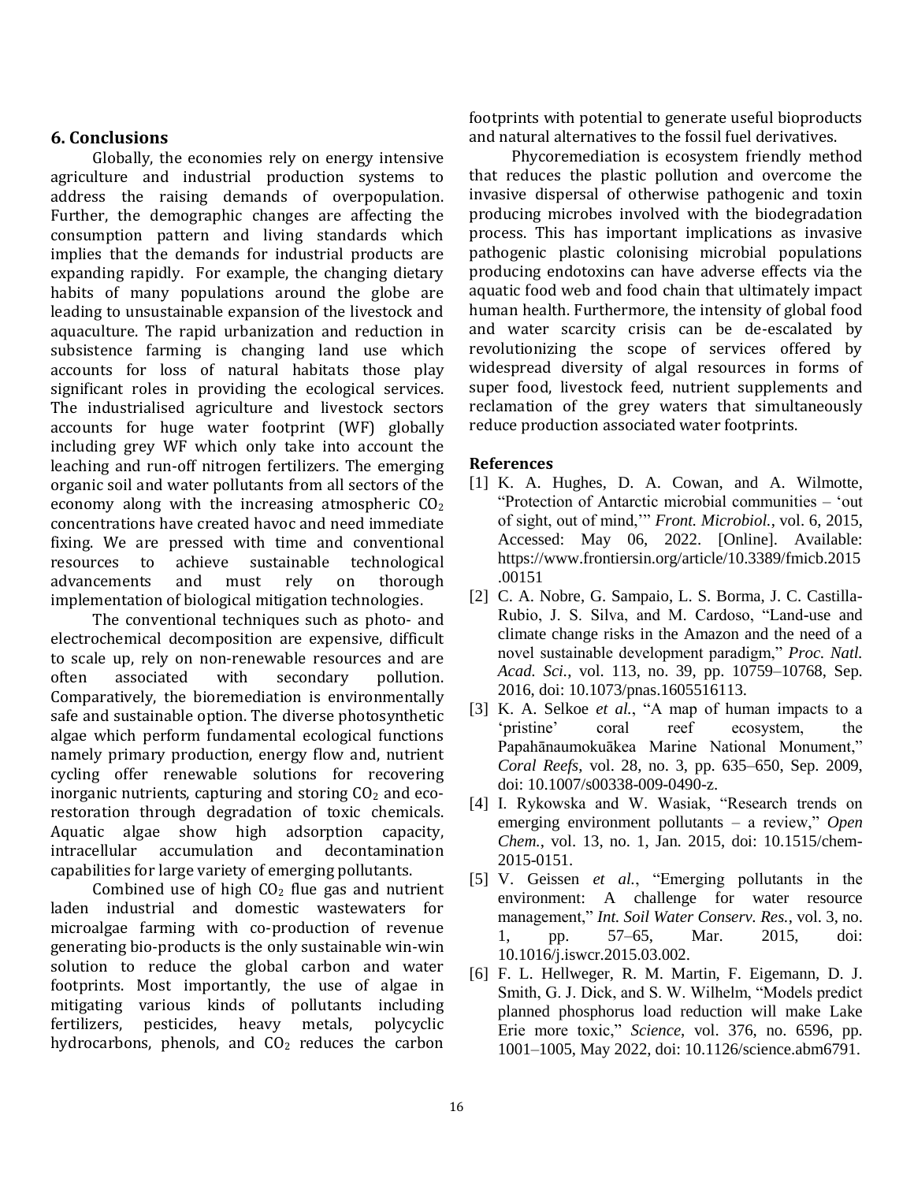## 6. Conclusions

Globally, the economies rely on energy intensive agriculture and industrial production systems to address the raising demands of overpopulation. Further, the demographic changes are affecting the consumption pattern and living standards which implies that the demands for industrial products are expanding rapidly. For example, the changing dietary habits of many populations around the globe are leading to unsustainable expansion of the livestock and aquaculture. The rapid urbanization and reduction in subsistence farming is changing land use which accounts for loss of natural habitats those play significant roles in providing the ecological services. The industrialised agriculture and livestock sectors accounts for huge water footprint (WF) globally including grey WF which only take into account the leaching and run-off nitrogen fertilizers. The emerging organic soil and water pollutants from all sectors of the economy along with the increasing atmospheric $CO_2$ concentrations have created havoc and need immediate fixing. We are pressed with time and conventional resources to achieve sustainable technological advancements and must rely on thorough implementation of biological mitigation technologies.

The conventional techniques such as photo- and electrochemical decomposition are expensive, difficult to scale up, rely on non-renewable resources and are often associated with secondary pollution. Comparatively, the bioremediation is environmentally safe and sustainable option. The diverse photosynthetic algae which perform fundamental ecological functions namely primary production, energy flow and, nutrient cycling offer renewable solutions for recovering inorganic nutrients, capturing and storing $CO_2$ and eco-restoration through degradation of toxic chemicals. Aquatic algae show high adsorption capacity, intracellular accumulation and decontamination capabilities for large variety of emerging pollutants.

Combined use of high $CO_2$ flue gas and nutrient laden industrial and domestic wastewaters for microalgae farming with co-production of revenue generating bio-products is the only sustainable win-win solution to reduce the global carbon and water footprints. Most importantly, the use of algae in mitigating various kinds of pollutants including fertilizers, pesticides, heavy metals, polycyclic hydrocarbons, phenols, and $CO_2$ reduces the carbon footprints with potential to generate useful bioproducts and natural alternatives to the fossil fuel derivatives.

Phycoremediation is ecosystem friendly method that reduces the plastic pollution and overcome the invasive dispersal of otherwise pathogenic and toxin producing microbes involved with the biodegradation process. This has important implications as invasive pathogenic plastic colonising microbial populations producing endotoxins can have adverse effects via the aquatic food web and food chain that ultimately impact human health. Furthermore, the intensity of global food and water scarcity crisis can be de-escalated by revolutionizing the scope of services offered by widespread diversity of algal resources in forms of super food, livestock feed, nutrient supplements and reclamation of the grey waters that simultaneously reduce production associated water footprints.

### References

[1] K. A. Hughes, D. A. Cowan, and A. Wilmotte, "Protection of Antarctic microbial communities – 'out of sight, out of mind,'" *Front. Microbiol.*, vol. 6, 2015, Accessed: May 06, 2022. [Online]. Available: https://www.frontiersin.org/article/10.3389/fmicb.2015.00151

[2] C. A. Nobre, G. Sampaio, L. S. Borma, J. C. Castilla-Rubio, J. S. Silva, and M. Cardoso, "Land-use and climate change risks in the Amazon and the need of a novel sustainable development paradigm," *Proc. Natl. Acad. Sci.*, vol. 113, no. 39, pp. 10759–10768, Sep. 2016, doi: 10.1073/pnas.1605516113.

[3] K. A. Selkoe *et al.*, "A map of human impacts to a 'pristine' coral reef ecosystem, the Papahānaumokuākea Marine National Monument," *Coral Reefs*, vol. 28, no. 3, pp. 635–650, Sep. 2009, doi: 10.1007/s00338-009-0490-z.

[4] I. Rykowska and W. Wasiak, "Research trends on emerging environment pollutants – a review," *Open Chem.*, vol. 13, no. 1, Jan. 2015, doi: 10.1515/chem-2015-0151.

[5] V. Geissen *et al.*, "Emerging pollutants in the environment: A challenge for water resource management," *Int. Soil Water Conserv. Res.*, vol. 3, no. 1, pp. 57–65, Mar. 2015, doi: 10.1016/j.iswcr.2015.03.002.

[6] F. L. Hellweger, R. M. Martin, F. Eigemann, D. J. Smith, G. J. Dick, and S. W. Wilhelm, "Models predict planned phosphorus load reduction will make Lake Erie more toxic," *Science*, vol. 376, no. 6596, pp. 1001–1005, May 2022, doi: 10.1126/science.abm6791.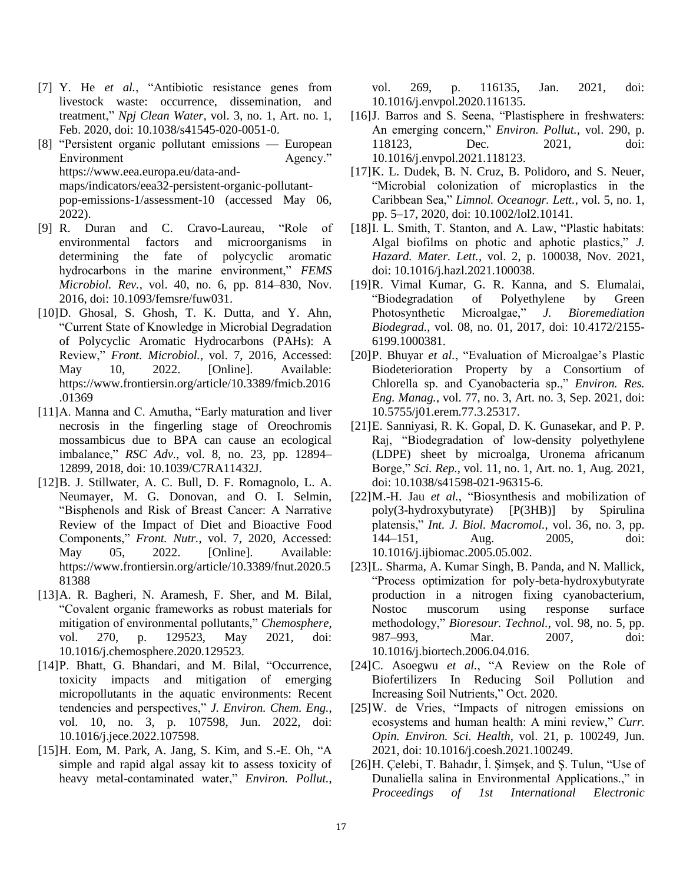[7] Y. He *et al.*, "Antibiotic resistance genes from livestock waste: occurrence, dissemination, and treatment," *Npj Clean Water*, vol. 3, no. 1, Art. no. 1, Feb. 2020, doi: 10.1038/s41545-020-0051-0.

[8] "Persistent organic pollutant emissions — European Environment Agency." https://www.eea.europa.eu/data-and-maps/indicators/eea32-persistent-organic-pollutant-pop-emissions-1/assessment-10 (accessed May 06, 2022).

[9] R. Duran and C. Cravo-Laureau, "Role of environmental factors and microorganisms in determining the fate of polycyclic aromatic hydrocarbons in the marine environment," *FEMS Microbiol. Rev.*, vol. 40, no. 6, pp. 814–830, Nov. 2016, doi: 10.1093/femsre/fuw031.

[10] D. Ghosal, S. Ghosh, T. K. Dutta, and Y. Ahn, "Current State of Knowledge in Microbial Degradation of Polycyclic Aromatic Hydrocarbons (PAHs): A Review," *Front. Microbiol.*, vol. 7, 2016, Accessed: May 10, 2022. [Online]. Available: https://www.frontiersin.org/article/10.3389/fmicb.2016.01369

[11] A. Manna and C. Amutha, "Early maturation and liver necrosis in the fingerling stage of Oreochromis mossambicus due to BPA can cause an ecological imbalance," *RSC Adv.*, vol. 8, no. 23, pp. 12894–12899, 2018, doi: 10.1039/C7RA11432J.

[12] B. J. Stillwater, A. C. Bull, D. F. Romagnolo, L. A. Neumayer, M. G. Donovan, and O. I. Selmin, "Bisphenols and Risk of Breast Cancer: A Narrative Review of the Impact of Diet and Bioactive Food Components," *Front. Nutr.*, vol. 7, 2020, Accessed: May 05, 2022. [Online]. Available: https://www.frontiersin.org/article/10.3389/fnut.2020.581388

[13] A. R. Bagheri, N. Aramesh, F. Sher, and M. Bilal, "Covalent organic frameworks as robust materials for mitigation of environmental pollutants," *Chemosphere*, vol. 270, p. 129523, May 2021, doi: 10.1016/j.chemosphere.2020.129523.

[14] P. Bhatt, G. Bhandari, and M. Bilal, "Occurrence, toxicity impacts and mitigation of emerging micropollutants in the aquatic environments: Recent tendencies and perspectives," *J. Environ. Chem. Eng.*, vol. 10, no. 3, p. 107598, Jun. 2022, doi: 10.1016/j.jece.2022.107598.

[15] H. Eom, M. Park, A. Jang, S. Kim, and S.-E. Oh, "A simple and rapid algal assay kit to assess toxicity of heavy metal-contaminated water," *Environ. Pollut.*, vol. 269, p. 116135, Jan. 2021, doi: 10.1016/j.envpol.2020.116135.

[16] J. Barros and S. Seena, "Plastisphere in freshwaters: An emerging concern," *Environ. Pollut.*, vol. 290, p. 118123, Dec. 2021, doi: 10.1016/j.envpol.2021.118123.

[17] K. L. Dudek, B. N. Cruz, B. Polidoro, and S. Neuer, "Microbial colonization of microplastics in the Caribbean Sea," *Limnol. Oceanogr. Lett.*, vol. 5, no. 1, pp. 5–17, 2020, doi: 10.1002/lol2.10141.

[18] I. L. Smith, T. Stanton, and A. Law, "Plastic habitats: Algal biofilms on photic and aphotic plastics," *J. Hazard. Mater. Lett.*, vol. 2, p. 100038, Nov. 2021, doi: 10.1016/j.hazl.2021.100038.

[19] R. Vimal Kumar, G. R. Kanna, and S. Elumalai, "Biodegradation of Polyethylene by Green Photosynthetic Microalgae," *J. Bioremediation Biodegrad.*, vol. 08, no. 01, 2017, doi: 10.4172/2155-6199.1000381.

[20] P. Bhuyar *et al.*, "Evaluation of Microalgae's Plastic Biodeterioration Property by a Consortium of Chlorella sp. and Cyanobacteria sp.," *Environ. Res. Eng. Manag.*, vol. 77, no. 3, Art. no. 3, Sep. 2021, doi: 10.5755/j01.erem.77.3.25317.

[21] E. Sanniyasi, R. K. Gopal, D. K. Gunasekar, and P. P. Raj, "Biodegradation of low-density polyethylene (LDPE) sheet by microalga, Uronema africanum Borge," *Sci. Rep.*, vol. 11, no. 1, Art. no. 1, Aug. 2021, doi: 10.1038/s41598-021-96315-6.

[22] M.-H. Jau *et al.*, "Biosynthesis and mobilization of poly(3-hydroxybutyrate) [P(3HB)] by Spirulina platensis," *Int. J. Biol. Macromol.*, vol. 36, no. 3, pp. 144–151, Aug. 2005, doi: 10.1016/j.ijbiomac.2005.05.002.

[23] L. Sharma, A. Kumar Singh, B. Panda, and N. Mallick, "Process optimization for poly-beta-hydroxybutyrate production in a nitrogen fixing cyanobacterium, Nostoc muscorum using response surface methodology," *Bioresour. Technol.*, vol. 98, no. 5, pp. 987–993, Mar. 2007, doi: 10.1016/j.biortech.2006.04.016.

[24] C. Asoegwu *et al.*, "A Review on the Role of Biofertilizers In Reducing Soil Pollution and Increasing Soil Nutrients," Oct. 2020.

[25] W. de Vries, "Impacts of nitrogen emissions on ecosystems and human health: A mini review," *Curr. Opin. Environ. Sci. Health*, vol. 21, p. 100249, Jun. 2021, doi: 10.1016/j.coesh.2021.100249.

[26] H. Çelebi, T. Bahadır, İ. Şimşek, and Ş. Tulun, "Use of Dunaliella salina in Environmental Applications.," in *Proceedings of 1st International Electronic*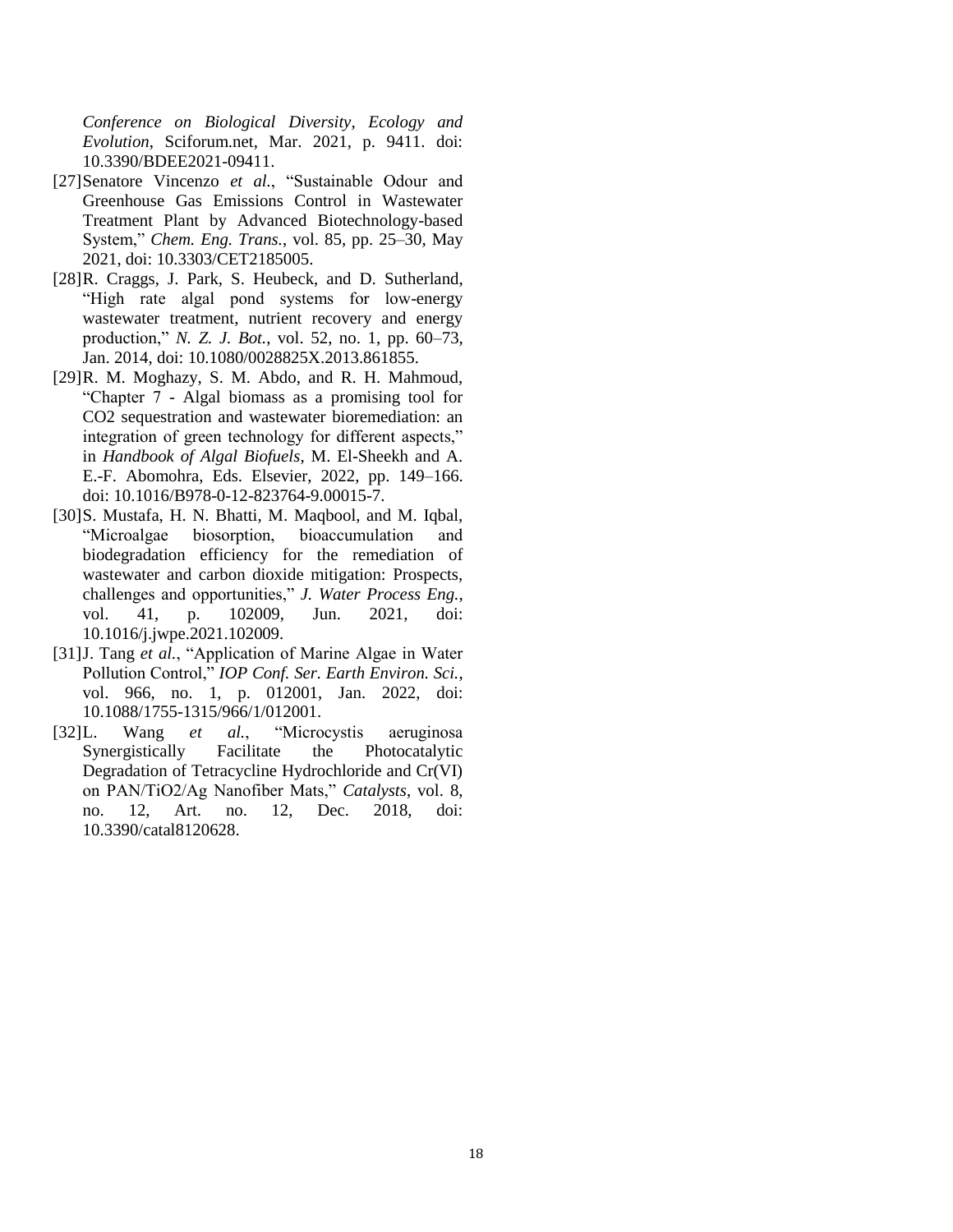*Conference on Biological Diversity, Ecology and Evolution*, Sciforum.net, Mar. 2021, p. 9411. doi: 10.3390/BDEE2021-09411.

[27] Senatore Vincenzo *et al.*, "Sustainable Odour and Greenhouse Gas Emissions Control in Wastewater Treatment Plant by Advanced Biotechnology-based System," *Chem. Eng. Trans.*, vol. 85, pp. 25–30, May 2021, doi: 10.3303/CET2185005.

[28] R. Craggs, J. Park, S. Heubeck, and D. Sutherland, "High rate algal pond systems for low-energy wastewater treatment, nutrient recovery and energy production," *N. Z. J. Bot.*, vol. 52, no. 1, pp. 60–73, Jan. 2014, doi: 10.1080/0028825X.2013.861855.

[29] R. M. Moghazy, S. M. Abdo, and R. H. Mahmoud, "Chapter 7 - Algal biomass as a promising tool for CO2 sequestration and wastewater bioremediation: an integration of green technology for different aspects," in *Handbook of Algal Biofuels*, M. El-Sheekh and A. E.-F. Abomohra, Eds. Elsevier, 2022, pp. 149–166. doi: 10.1016/B978-0-12-823764-9.00015-7.

[30] S. Mustafa, H. N. Bhatti, M. Maqbool, and M. Iqbal, "Microalgae biosorption, bioaccumulation and biodegradation efficiency for the remediation of wastewater and carbon dioxide mitigation: Prospects, challenges and opportunities," *J. Water Process Eng.*, vol. 41, p. 102009, Jun. 2021, doi: 10.1016/j.jwpe.2021.102009.

[31] J. Tang *et al.*, "Application of Marine Algae in Water Pollution Control," *IOP Conf. Ser. Earth Environ. Sci.*, vol. 966, no. 1, p. 012001, Jan. 2022, doi: 10.1088/1755-1315/966/1/012001.

[32] L. Wang *et al.*, "Microcystis aeruginosa Synergistically Facilitate the Photocatalytic Degradation of Tetracycline Hydrochloride and Cr(VI) on PAN/TiO2/Ag Nanofiber Mats," *Catalysts*, vol. 8, no. 12, Art. no. 12, Dec. 2018, doi: 10.3390/catal8120628.